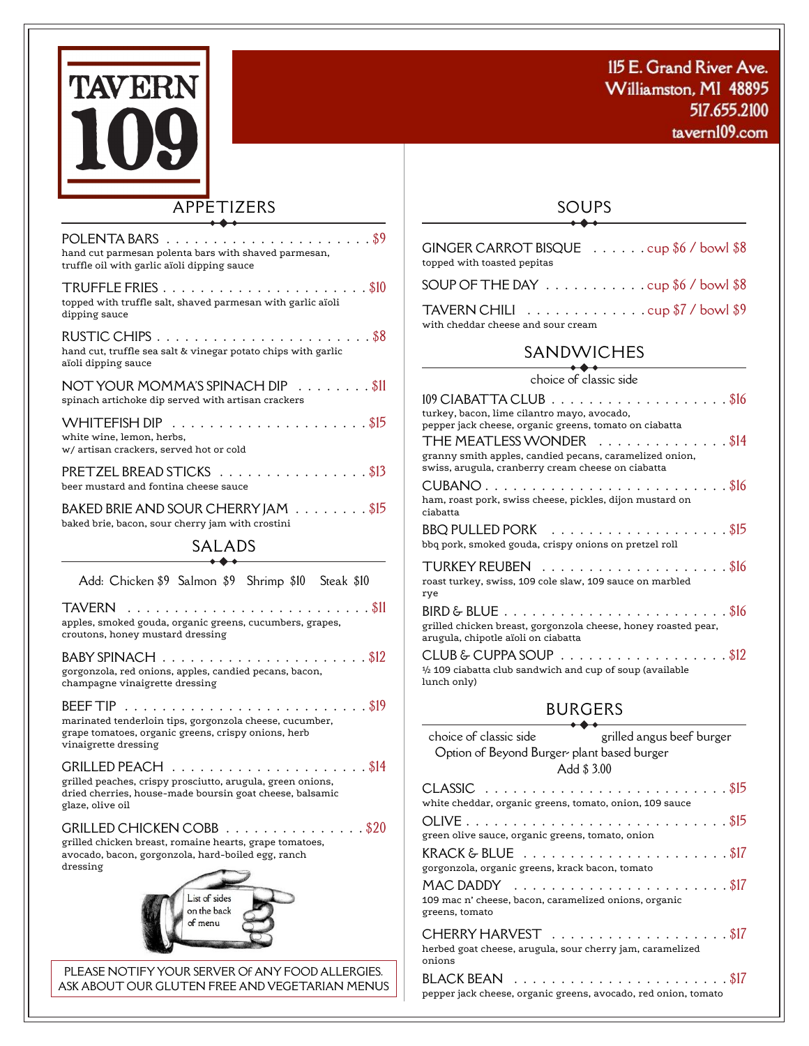# TAVERN 109

115 E. Grand River Ave.
Williamston, MI 48895
517.655.2100
tavern109.com

## APPETIZERS

**POLENTA BARS** . . . . . . . . $9
hand cut parmesan polenta bars with shaved parmesan, truffle oil with garlic aïoli dipping sauce

**TRUFFLE FRIES** . . . . . . . . $10
topped with truffle salt, shaved parmesan with garlic aïoli dipping sauce

**RUSTIC CHIPS** . . . . . . . . $8
hand cut, truffle sea salt & vinegar potato chips with garlic aïoli dipping sauce

**NOT YOUR MOMMA'S SPINACH DIP** . . . . . . . . $11
spinach artichoke dip served with artisan crackers

**WHITEFISH DIP** . . . . . . . . $15
white wine, lemon, herbs,
w/ artisan crackers, served hot or cold

**PRETZEL BREAD STICKS** . . . . . . . . $13
beer mustard and fontina cheese sauce

**BAKED BRIE AND SOUR CHERRY JAM** . . . . . . . . $15
baked brie, bacon, sour cherry jam with crostini

## SALADS

Add: Chicken $9 Salmon $9 Shrimp $10 Steak $10

**TAVERN** . . . . . . . . $11
apples, smoked gouda, organic greens, cucumbers, grapes, croutons, honey mustard dressing

**BABY SPINACH** . . . . . . . . $12
gorgonzola, red onions, apples, candied pecans, bacon, champagne vinaigrette dressing

**BEEF TIP** . . . . . . . . $19
marinated tenderloin tips, gorgonzola cheese, cucumber, grape tomatoes, organic greens, crispy onions, herb vinaigrette dressing

**GRILLED PEACH** . . . . . . . . $14
grilled peaches, crispy prosciutto, arugula, green onions, dried cherries, house-made boursin goat cheese, balsamic glaze, olive oil

**GRILLED CHICKEN COBB** . . . . . . . . $20
grilled chicken breast, romaine hearts, grape tomatoes, avocado, bacon, gorgonzola, hard-boiled egg, ranch dressing

List of sides on the back of menu

PLEASE NOTIFY YOUR SERVER OF ANY FOOD ALLERGIES.
ASK ABOUT OUR GLUTEN FREE AND VEGETARIAN MENUS

## SOUPS

**GINGER CARROT BISQUE** . . . . . . cup $6 / bowl $8
topped with toasted pepitas

**SOUP OF THE DAY** . . . . . . cup $6 / bowl $8

**TAVERN CHILI** . . . . . . cup $7 / bowl $9
with cheddar cheese and sour cream

## SANDWICHES

choice of classic side

**109 CIABATTA CLUB** . . . . . . . . $16
turkey, bacon, lime cilantro mayo, avocado, pepper jack cheese, organic greens, tomato on ciabatta

**THE MEATLESS WONDER** . . . . . . . . $14
granny smith apples, candied pecans, caramelized onion, swiss, arugula, cranberry cream cheese on ciabatta

**CUBANO** . . . . . . . . $16
ham, roast pork, swiss cheese, pickles, dijon mustard on ciabatta

**BBQ PULLED PORK** . . . . . . . . $15
bbq pork, smoked gouda, crispy onions on pretzel roll

**TURKEY REUBEN** . . . . . . . . $16
roast turkey, swiss, 109 cole slaw, 109 sauce on marbled rye

**BIRD & BLUE** . . . . . . . . $16
grilled chicken breast, gorgonzola cheese, honey roasted pear, arugula, chipotle aïoli on ciabatta

**CLUB & CUPPA SOUP** . . . . . . . . $12
½ 109 ciabatta club sandwich and cup of soup (available lunch only)

## BURGERS

choice of classic side — grilled angus beef burger
Option of Beyond Burger- plant based burger
Add $ 3.00

**CLASSIC** . . . . . . . . $15
white cheddar, organic greens, tomato, onion, 109 sauce

**OLIVE** . . . . . . . . $15
green olive sauce, organic greens, tomato, onion

**KRACK & BLUE** . . . . . . . . $17
gorgonzola, organic greens, krack bacon, tomato

**MAC DADDY** . . . . . . . . $17
109 mac n' cheese, bacon, caramelized onions, organic greens, tomato

**CHERRY HARVEST** . . . . . . . . $17
herbed goat cheese, arugula, sour cherry jam, caramelized onions

**BLACK BEAN** . . . . . . . . $17
pepper jack cheese, organic greens, avocado, red onion, tomato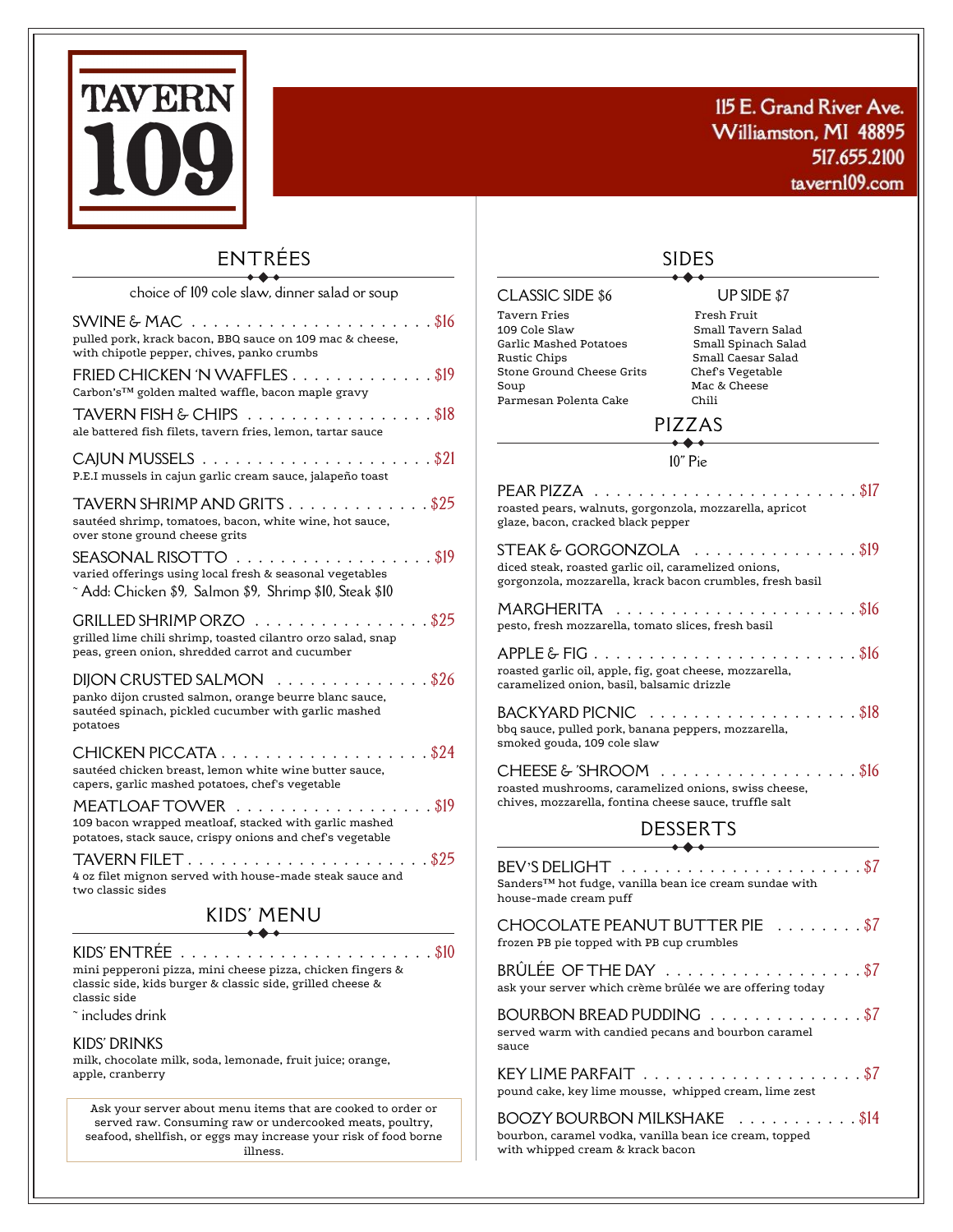# TAVERN 109

115 E. Grand River Ave.
Williamston, MI 48895
517.655.2100
tavern109.com

## ENTRÉES

choice of 109 cole slaw, dinner salad or soup

**SWINE & MAC** . . . . . . . . . . . . . . . . . . . . . . . $16
pulled pork, krack bacon, BBQ sauce on 109 mac & cheese, with chipotle pepper, chives, panko crumbs

**FRIED CHICKEN 'N WAFFLES** . . . . . . . . . . . . . . $19
Carbon's™ golden malted waffle, bacon maple gravy

**TAVERN FISH & CHIPS** . . . . . . . . . . . . . . . . . . $18
ale battered fish filets, tavern fries, lemon, tartar sauce

**CAJUN MUSSELS** . . . . . . . . . . . . . . . . . . . . . . $21
P.E.I mussels in cajun garlic cream sauce, jalapeño toast

**TAVERN SHRIMP AND GRITS** . . . . . . . . . . . . . . $25
sautéed shrimp, tomatoes, bacon, white wine, hot sauce, over stone ground cheese grits

**SEASONAL RISOTTO** . . . . . . . . . . . . . . . . . . . $19
varied offerings using local fresh & seasonal vegetables
~ Add: Chicken $9, Salmon $9, Shrimp $10, Steak $10

**GRILLED SHRIMP ORZO** . . . . . . . . . . . . . . . . $25
grilled lime chili shrimp, toasted cilantro orzo salad, snap peas, green onion, shredded carrot and cucumber

**DIJON CRUSTED SALMON** . . . . . . . . . . . . . . $26
panko dijon crusted salmon, orange beurre blanc sauce, sautéed spinach, pickled cucumber with garlic mashed potatoes

**CHICKEN PICCATA** . . . . . . . . . . . . . . . . . . . . $24
sautéed chicken breast, lemon white wine butter sauce, capers, garlic mashed potatoes, chef's vegetable

**MEATLOAF TOWER** . . . . . . . . . . . . . . . . . . . $19
109 bacon wrapped meatloaf, stacked with garlic mashed potatoes, stack sauce, crispy onions and chef's vegetable

**TAVERN FILET** . . . . . . . . . . . . . . . . . . . . . . $25
4 oz filet mignon served with house-made steak sauce and two classic sides

## KIDS' MENU

**KIDS' ENTRÉE** . . . . . . . . . . . . . . . . . . . . . . . $10
mini pepperoni pizza, mini cheese pizza, chicken fingers & classic side, kids burger & classic side, grilled cheese & classic side
~ includes drink

**KIDS' DRINKS**
milk, chocolate milk, soda, lemonade, fruit juice; orange, apple, cranberry

Ask your server about menu items that are cooked to order or served raw. Consuming raw or undercooked meats, poultry, seafood, shellfish, or eggs may increase your risk of food borne illness.

## SIDES

**CLASSIC SIDE $6**
- Tavern Fries
- 109 Cole Slaw
- Garlic Mashed Potatoes
- Rustic Chips
- Stone Ground Cheese Grits
- Soup
- Parmesan Polenta Cake

**UP SIDE $7**
- Fresh Fruit
- Small Tavern Salad
- Small Spinach Salad
- Small Caesar Salad
- Chef's Vegetable
- Mac & Cheese
- Chili

## PIZZAS

10" Pie

**PEAR PIZZA** . . . . . . . . . . . . . . . . . . . . . . . . $17
roasted pears, walnuts, gorgonzola, mozzarella, apricot glaze, bacon, cracked black pepper

**STEAK & GORGONZOLA** . . . . . . . . . . . . . . . $19
diced steak, roasted garlic oil, caramelized onions, gorgonzola, mozzarella, krack bacon crumbles, fresh basil

**MARGHERITA** . . . . . . . . . . . . . . . . . . . . . . $16
pesto, fresh mozzarella, tomato slices, fresh basil

**APPLE & FIG** . . . . . . . . . . . . . . . . . . . . . . . $16
roasted garlic oil, apple, fig, goat cheese, mozzarella, caramelized onion, basil, balsamic drizzle

**BACKYARD PICNIC** . . . . . . . . . . . . . . . . . . $18
bbq sauce, pulled pork, banana peppers, mozzarella, smoked gouda, 109 cole slaw

**CHEESE & 'SHROOM** . . . . . . . . . . . . . . . . . $16
roasted mushrooms, caramelized onions, swiss cheese, chives, mozzarella, fontina cheese sauce, truffle salt

## DESSERTS

**BEV'S DELIGHT** . . . . . . . . . . . . . . . . . . . . . . $7
Sanders™ hot fudge, vanilla bean ice cream sundae with house-made cream puff

**CHOCOLATE PEANUT BUTTER PIE** . . . . . . . . $7
frozen PB pie topped with PB cup crumbles

**BRÛLÉE OF THE DAY** . . . . . . . . . . . . . . . . . . $7
ask your server which crème brûlée we are offering today

**BOURBON BREAD PUDDING** . . . . . . . . . . . . . $7
served warm with candied pecans and bourbon caramel sauce

**KEY LIME PARFAIT** . . . . . . . . . . . . . . . . . . . . $7
pound cake, key lime mousse, whipped cream, lime zest

**BOOZY BOURBON MILKSHAKE** . . . . . . . . . . . $14
bourbon, caramel vodka, vanilla bean ice cream, topped with whipped cream & krack bacon